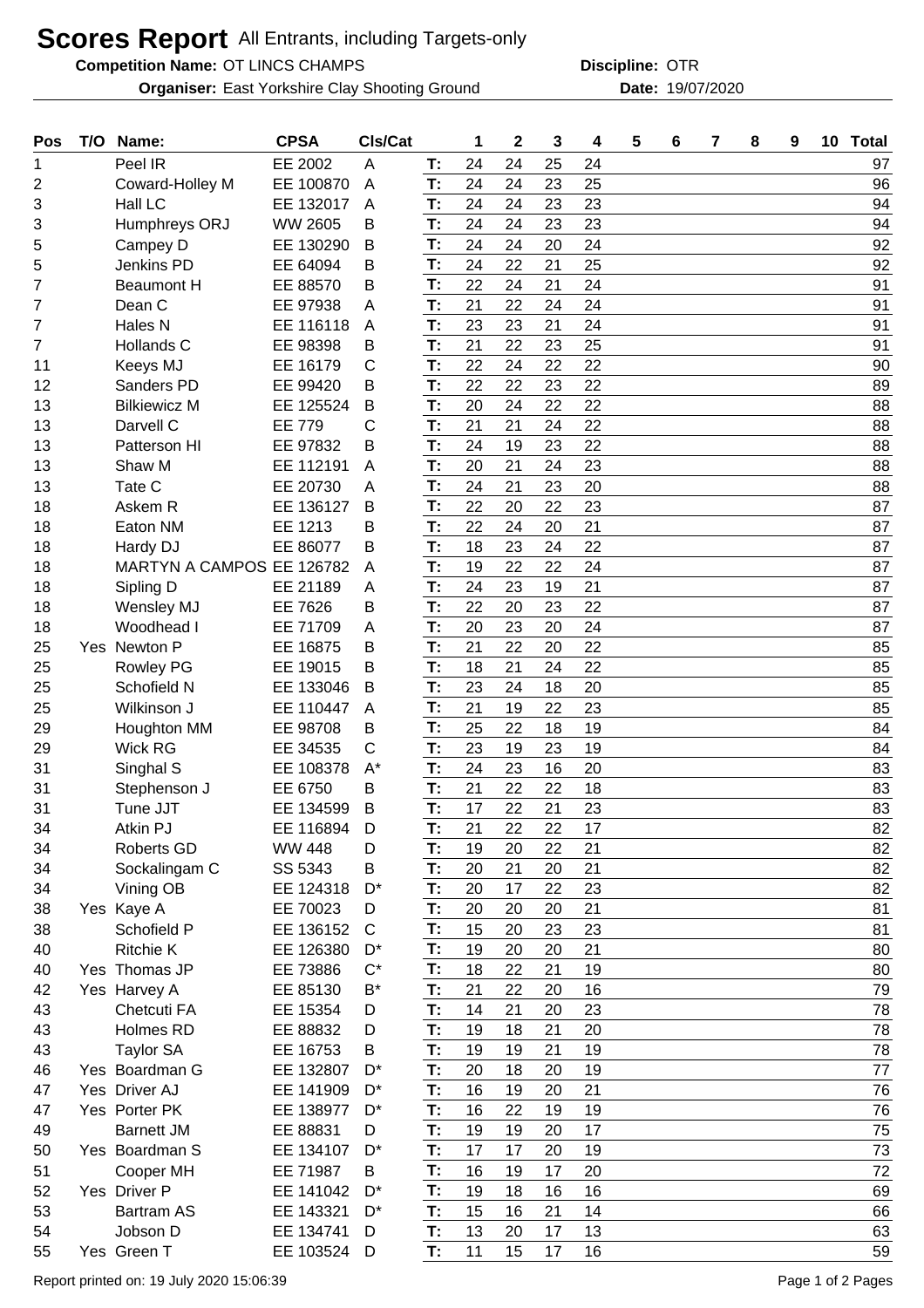# Scores Report All Entrants, including Targets-only

**Competition Name:** OT LINCS CHAMPS **Discipline:** OTR

**Organiser:** East Yorkshire Clay Shooting Ground **Date:** 19/07/2020

| Pos | T/O | Name: | CPSA | Cls/Cat | | 1 | 2 | 3 | 4 | 5 | 6 | 7 | 8 | 9 | 10 | Total |
|---|---|---|---|---|---|---|---|---|---|---|---|---|---|---|---|---|
| 1 | | Peel IR | EE 2002 | A | T: | 24 | 24 | 25 | 24 | | | | | | | 97 |
| 2 | | Coward-Holley M | EE 100870 | A | T: | 24 | 24 | 23 | 25 | | | | | | | 96 |
| 3 | | Hall LC | EE 132017 | A | T: | 24 | 24 | 23 | 23 | | | | | | | 94 |
| 3 | | Humphreys ORJ | WW 2605 | B | T: | 24 | 24 | 23 | 23 | | | | | | | 94 |
| 5 | | Campey D | EE 130290 | B | T: | 24 | 24 | 20 | 24 | | | | | | | 92 |
| 5 | | Jenkins PD | EE 64094 | B | T: | 24 | 22 | 21 | 25 | | | | | | | 92 |
| 7 | | Beaumont H | EE 88570 | B | T: | 22 | 24 | 21 | 24 | | | | | | | 91 |
| 7 | | Dean C | EE 97938 | A | T: | 21 | 22 | 24 | 24 | | | | | | | 91 |
| 7 | | Hales N | EE 116118 | A | T: | 23 | 23 | 21 | 24 | | | | | | | 91 |
| 7 | | Hollands C | EE 98398 | B | T: | 21 | 22 | 23 | 25 | | | | | | | 91 |
| 11 | | Keeys MJ | EE 16179 | C | T: | 22 | 24 | 22 | 22 | | | | | | | 90 |
| 12 | | Sanders PD | EE 99420 | B | T: | 22 | 22 | 23 | 22 | | | | | | | 89 |
| 13 | | Bilkiewicz M | EE 125524 | B | T: | 20 | 24 | 22 | 22 | | | | | | | 88 |
| 13 | | Darvell C | EE 779 | C | T: | 21 | 21 | 24 | 22 | | | | | | | 88 |
| 13 | | Patterson HI | EE 97832 | B | T: | 24 | 19 | 23 | 22 | | | | | | | 88 |
| 13 | | Shaw M | EE 112191 | A | T: | 20 | 21 | 24 | 23 | | | | | | | 88 |
| 13 | | Tate C | EE 20730 | A | T: | 24 | 21 | 23 | 20 | | | | | | | 88 |
| 18 | | Askem R | EE 136127 | B | T: | 22 | 20 | 22 | 23 | | | | | | | 87 |
| 18 | | Eaton NM | EE 1213 | B | T: | 22 | 24 | 20 | 21 | | | | | | | 87 |
| 18 | | Hardy DJ | EE 86077 | B | T: | 18 | 23 | 24 | 22 | | | | | | | 87 |
| 18 | | MARTYN A CAMPOS | EE 126782 | A | T: | 19 | 22 | 22 | 24 | | | | | | | 87 |
| 18 | | Sipling D | EE 21189 | A | T: | 24 | 23 | 19 | 21 | | | | | | | 87 |
| 18 | | Wensley MJ | EE 7626 | B | T: | 22 | 20 | 23 | 22 | | | | | | | 87 |
| 18 | | Woodhead I | EE 71709 | A | T: | 20 | 23 | 20 | 24 | | | | | | | 87 |
| 25 | Yes | Newton P | EE 16875 | B | T: | 21 | 22 | 20 | 22 | | | | | | | 85 |
| 25 | | Rowley PG | EE 19015 | B | T: | 18 | 21 | 24 | 22 | | | | | | | 85 |
| 25 | | Schofield N | EE 133046 | B | T: | 23 | 24 | 18 | 20 | | | | | | | 85 |
| 25 | | Wilkinson J | EE 110447 | A | T: | 21 | 19 | 22 | 23 | | | | | | | 85 |
| 29 | | Houghton MM | EE 98708 | B | T: | 25 | 22 | 18 | 19 | | | | | | | 84 |
| 29 | | Wick RG | EE 34535 | C | T: | 23 | 19 | 23 | 19 | | | | | | | 84 |
| 31 | | Singhal S | EE 108378 | A* | T: | 24 | 23 | 16 | 20 | | | | | | | 83 |
| 31 | | Stephenson J | EE 6750 | B | T: | 21 | 22 | 22 | 18 | | | | | | | 83 |
| 31 | | Tune JJT | EE 134599 | B | T: | 17 | 22 | 21 | 23 | | | | | | | 83 |
| 34 | | Atkin PJ | EE 116894 | D | T: | 21 | 22 | 22 | 17 | | | | | | | 82 |
| 34 | | Roberts GD | WW 448 | D | T: | 19 | 20 | 22 | 21 | | | | | | | 82 |
| 34 | | Sockalingam C | SS 5343 | B | T: | 20 | 21 | 20 | 21 | | | | | | | 82 |
| 34 | | Vining OB | EE 124318 | D* | T: | 20 | 17 | 22 | 23 | | | | | | | 82 |
| 38 | Yes | Kaye A | EE 70023 | D | T: | 20 | 20 | 20 | 21 | | | | | | | 81 |
| 38 | | Schofield P | EE 136152 | C | T: | 15 | 20 | 23 | 23 | | | | | | | 81 |
| 40 | | Ritchie K | EE 126380 | D* | T: | 19 | 20 | 20 | 21 | | | | | | | 80 |
| 40 | Yes | Thomas JP | EE 73886 | C* | T: | 18 | 22 | 21 | 19 | | | | | | | 80 |
| 42 | Yes | Harvey A | EE 85130 | B* | T: | 21 | 22 | 20 | 16 | | | | | | | 79 |
| 43 | | Chetcuti FA | EE 15354 | D | T: | 14 | 21 | 20 | 23 | | | | | | | 78 |
| 43 | | Holmes RD | EE 88832 | D | T: | 19 | 18 | 21 | 20 | | | | | | | 78 |
| 43 | | Taylor SA | EE 16753 | B | T: | 19 | 19 | 21 | 19 | | | | | | | 78 |
| 46 | Yes | Boardman G | EE 132807 | D* | T: | 20 | 18 | 20 | 19 | | | | | | | 77 |
| 47 | Yes | Driver AJ | EE 141909 | D* | T: | 16 | 19 | 20 | 21 | | | | | | | 76 |
| 47 | Yes | Porter PK | EE 138977 | D* | T: | 16 | 22 | 19 | 19 | | | | | | | 76 |
| 49 | | Barnett JM | EE 88831 | D | T: | 19 | 19 | 20 | 17 | | | | | | | 75 |
| 50 | Yes | Boardman S | EE 134107 | D* | T: | 17 | 17 | 20 | 19 | | | | | | | 73 |
| 51 | | Cooper MH | EE 71987 | B | T: | 16 | 19 | 17 | 20 | | | | | | | 72 |
| 52 | Yes | Driver P | EE 141042 | D* | T: | 19 | 18 | 16 | 16 | | | | | | | 69 |
| 53 | | Bartram AS | EE 143321 | D* | T: | 15 | 16 | 21 | 14 | | | | | | | 66 |
| 54 | | Jobson D | EE 134741 | D | T: | 13 | 20 | 17 | 13 | | | | | | | 63 |
| 55 | Yes | Green T | EE 103524 | D | T: | 11 | 15 | 17 | 16 | | | | | | | 59 |

Report printed on: 19 July 2020 15:06:39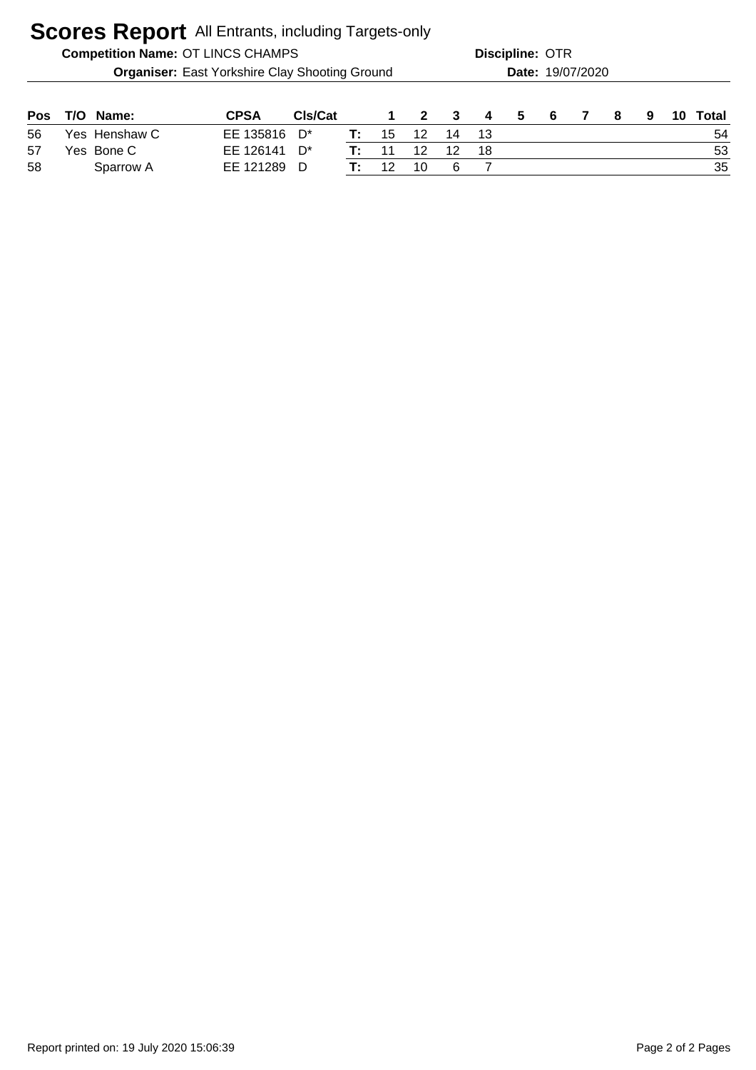# Scores Report All Entrants, including Targets-only

**Competition Name:** OT LINCS CHAMPS **Discipline:** OTR

**Organiser:** East Yorkshire Clay Shooting Ground **Date:** 19/07/2020

| Pos | T/O | Name: | CPSA | Cls/Cat | | 1 | 2 | 3 | 4 | 5 | 6 | 7 | 8 | 9 | 10 | Total |
|---|---|---|---|---|---|---|---|---|---|---|---|---|---|---|---|---|
| 56 | Yes | Henshaw C | EE 135816 | D* | T: | 15 | 12 | 14 | 13 | | | | | | | 54 |
| 57 | Yes | Bone C | EE 126141 | D* | T: | 11 | 12 | 12 | 18 | | | | | | | 53 |
| 58 | | Sparrow A | EE 121289 | D | T: | 12 | 10 | 6 | 7 | | | | | | | 35 |

Report printed on: 19 July 2020 15:06:39